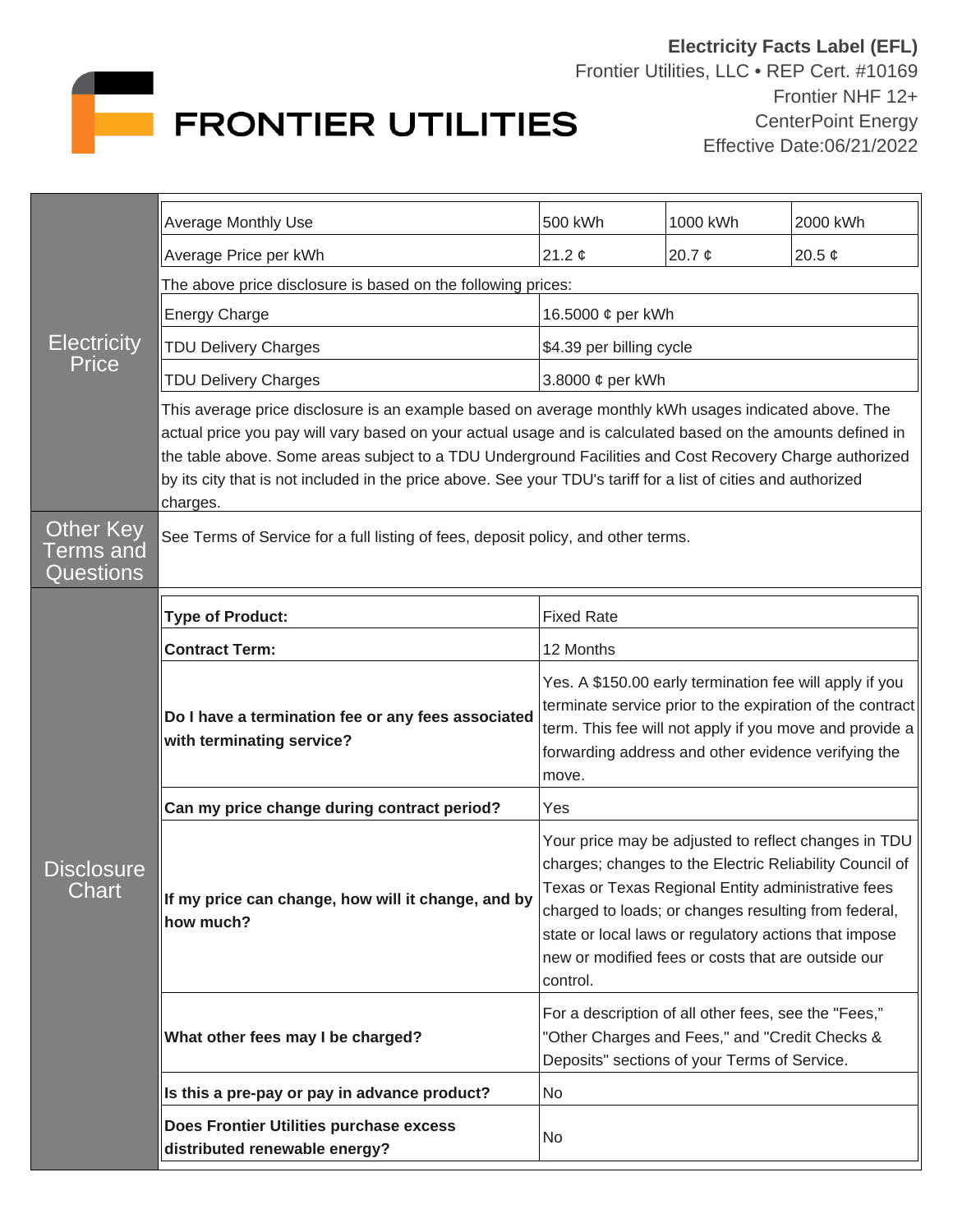# FRONTIER UTILITIES

**Electricity Facts Label (EFL)**
Frontier Utilities, LLC • REP Cert. #10169
Frontier NHF 12+
CenterPoint Energy
Effective Date:06/21/2022

## Electricity Price

| Average Monthly Use | 500 kWh | 1000 kWh | 2000 kWh |
|---|---|---|---|
| Average Price per kWh | 21.2 ¢ | 20.7 ¢ | 20.5 ¢ |

The above price disclosure is based on the following prices:

| | |
|---|---|
| Energy Charge | 16.5000 ¢ per kWh |
| TDU Delivery Charges | $4.39 per billing cycle |
| TDU Delivery Charges | 3.8000 ¢ per kWh |

This average price disclosure is an example based on average monthly kWh usages indicated above. The actual price you pay will vary based on your actual usage and is calculated based on the amounts defined in the table above. Some areas subject to a TDU Underground Facilities and Cost Recovery Charge authorized by its city that is not included in the price above. See your TDU's tariff for a list of cities and authorized charges.

## Other Key Terms and Questions

See Terms of Service for a full listing of fees, deposit policy, and other terms.

## Disclosure Chart

| | |
|---|---|
| **Type of Product:** | Fixed Rate |
| **Contract Term:** | 12 Months |
| **Do I have a termination fee or any fees associated with terminating service?** | Yes. A $150.00 early termination fee will apply if you terminate service prior to the expiration of the contract term. This fee will not apply if you move and provide a forwarding address and other evidence verifying the move. |
| **Can my price change during contract period?** | Yes |
| **If my price can change, how will it change, and by how much?** | Your price may be adjusted to reflect changes in TDU charges; changes to the Electric Reliability Council of Texas or Texas Regional Entity administrative fees charged to loads; or changes resulting from federal, state or local laws or regulatory actions that impose new or modified fees or costs that are outside our control. |
| **What other fees may I be charged?** | For a description of all other fees, see the "Fees," "Other Charges and Fees," and "Credit Checks & Deposits" sections of your Terms of Service. |
| **Is this a pre-pay or pay in advance product?** | No |
| **Does Frontier Utilities purchase excess distributed renewable energy?** | No |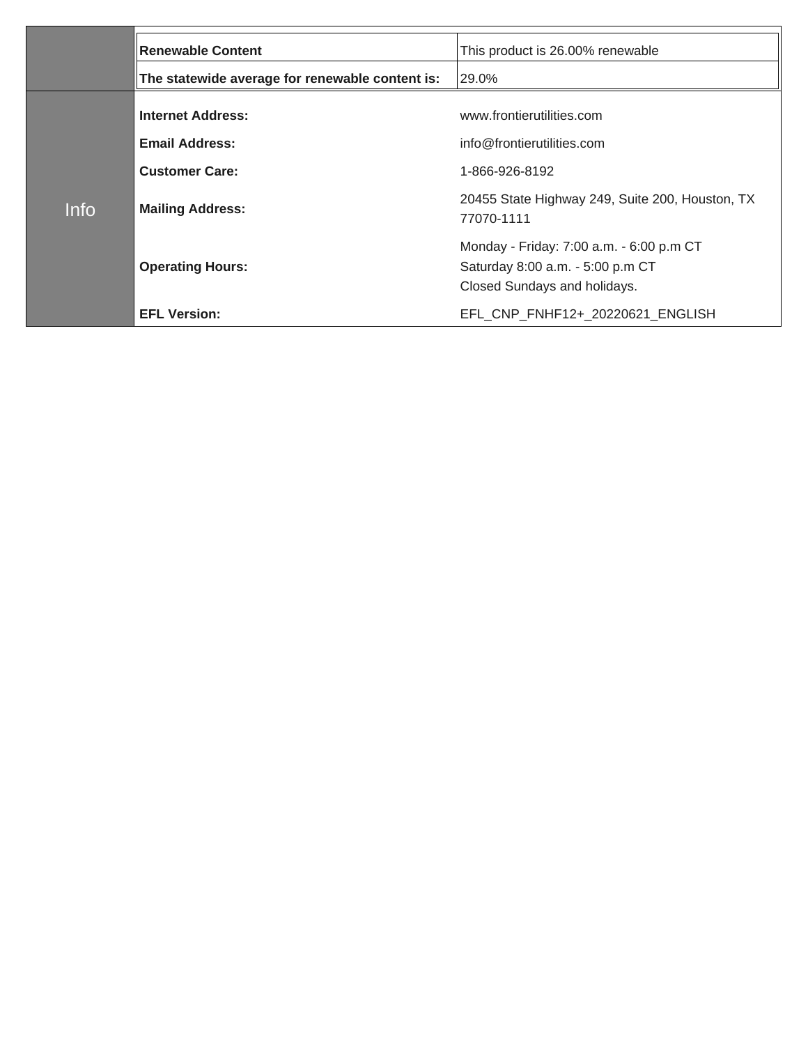| | | |
|---|---|---|
| | **Renewable Content** | This product is 26.00% renewable |
| | **The statewide average for renewable content is:** | 29.0% |
| Info | **Internet Address:** | www.frontierutilities.com |
| | **Email Address:** | info@frontierutilities.com |
| | **Customer Care:** | 1-866-926-8192 |
| | **Mailing Address:** | 20455 State Highway 249, Suite 200, Houston, TX 77070-1111 |
| | **Operating Hours:** | Monday - Friday: 7:00 a.m. - 6:00 p.m CT<br>Saturday 8:00 a.m. - 5:00 p.m CT<br>Closed Sundays and holidays. |
| | **EFL Version:** | EFL_CNP_FNHF12+_20220621_ENGLISH |